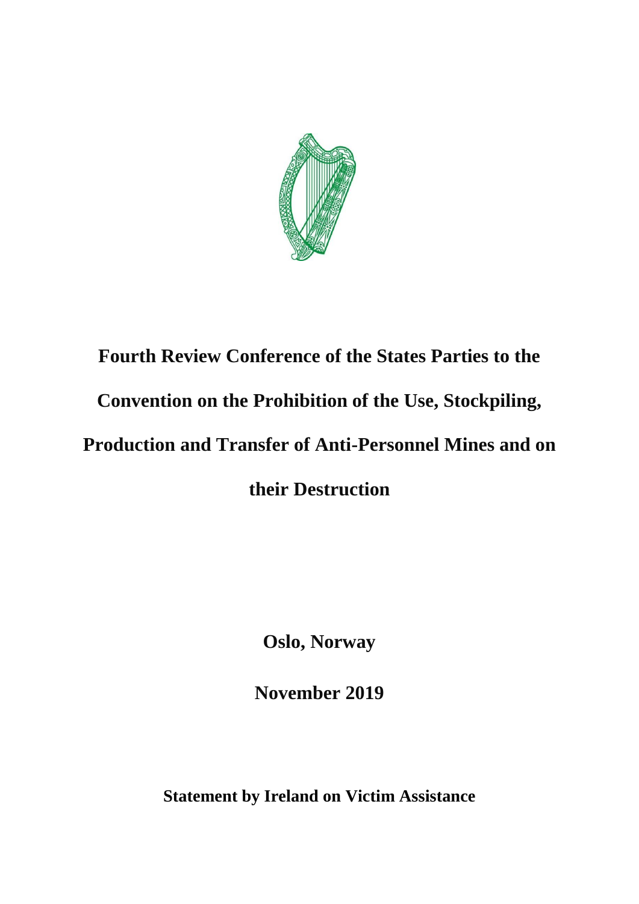# Fourth Review Conference of the States Parties to the Convention on the Prohibition of the Use, Stockpiling, Production and Transfer of Anti-Personnel Mines and on their Destruction

**Oslo, Norway**

**November 2019**

**Statement by Ireland on Victim Assistance**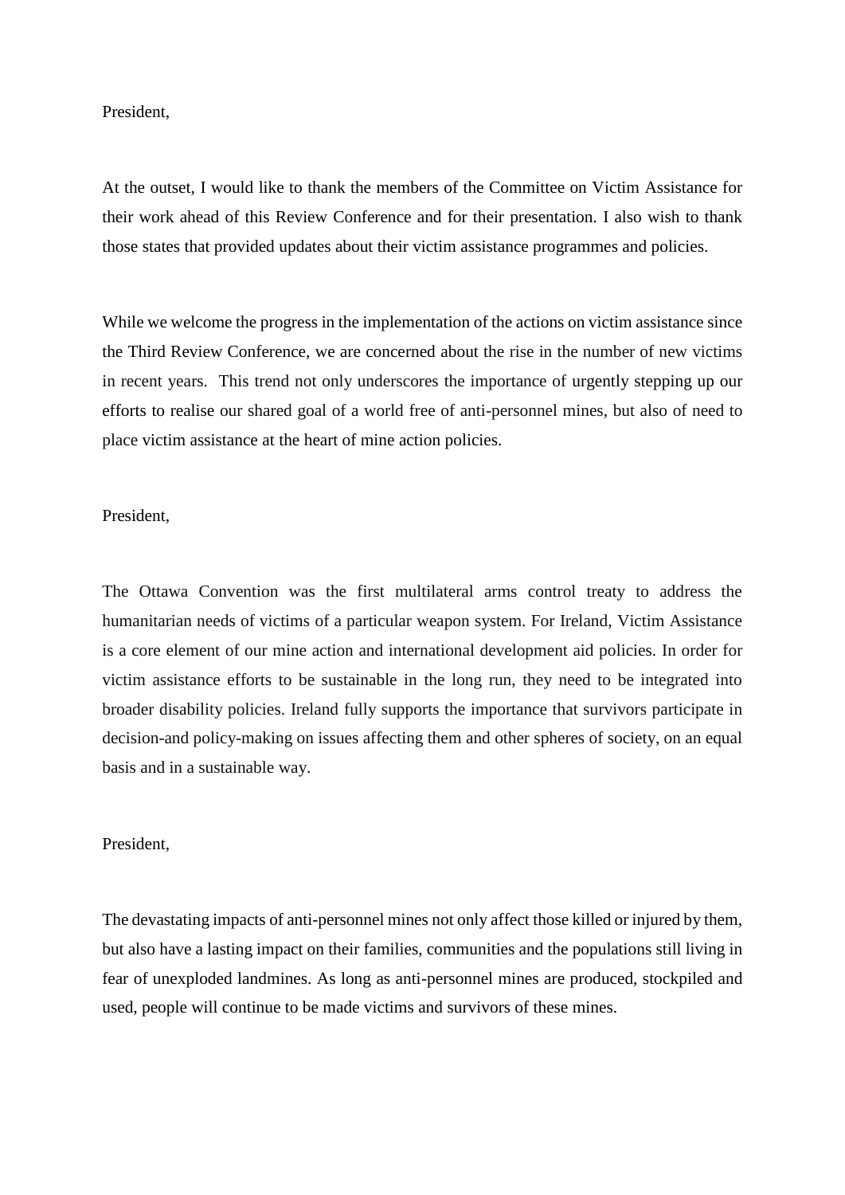President,

At the outset, I would like to thank the members of the Committee on Victim Assistance for their work ahead of this Review Conference and for their presentation. I also wish to thank those states that provided updates about their victim assistance programmes and policies.

While we welcome the progress in the implementation of the actions on victim assistance since the Third Review Conference, we are concerned about the rise in the number of new victims in recent years. This trend not only underscores the importance of urgently stepping up our efforts to realise our shared goal of a world free of anti-personnel mines, but also of need to place victim assistance at the heart of mine action policies.

President,

The Ottawa Convention was the first multilateral arms control treaty to address the humanitarian needs of victims of a particular weapon system. For Ireland, Victim Assistance is a core element of our mine action and international development aid policies. In order for victim assistance efforts to be sustainable in the long run, they need to be integrated into broader disability policies. Ireland fully supports the importance that survivors participate in decision-and policy-making on issues affecting them and other spheres of society, on an equal basis and in a sustainable way.

President,

The devastating impacts of anti-personnel mines not only affect those killed or injured by them, but also have a lasting impact on their families, communities and the populations still living in fear of unexploded landmines. As long as anti-personnel mines are produced, stockpiled and used, people will continue to be made victims and survivors of these mines.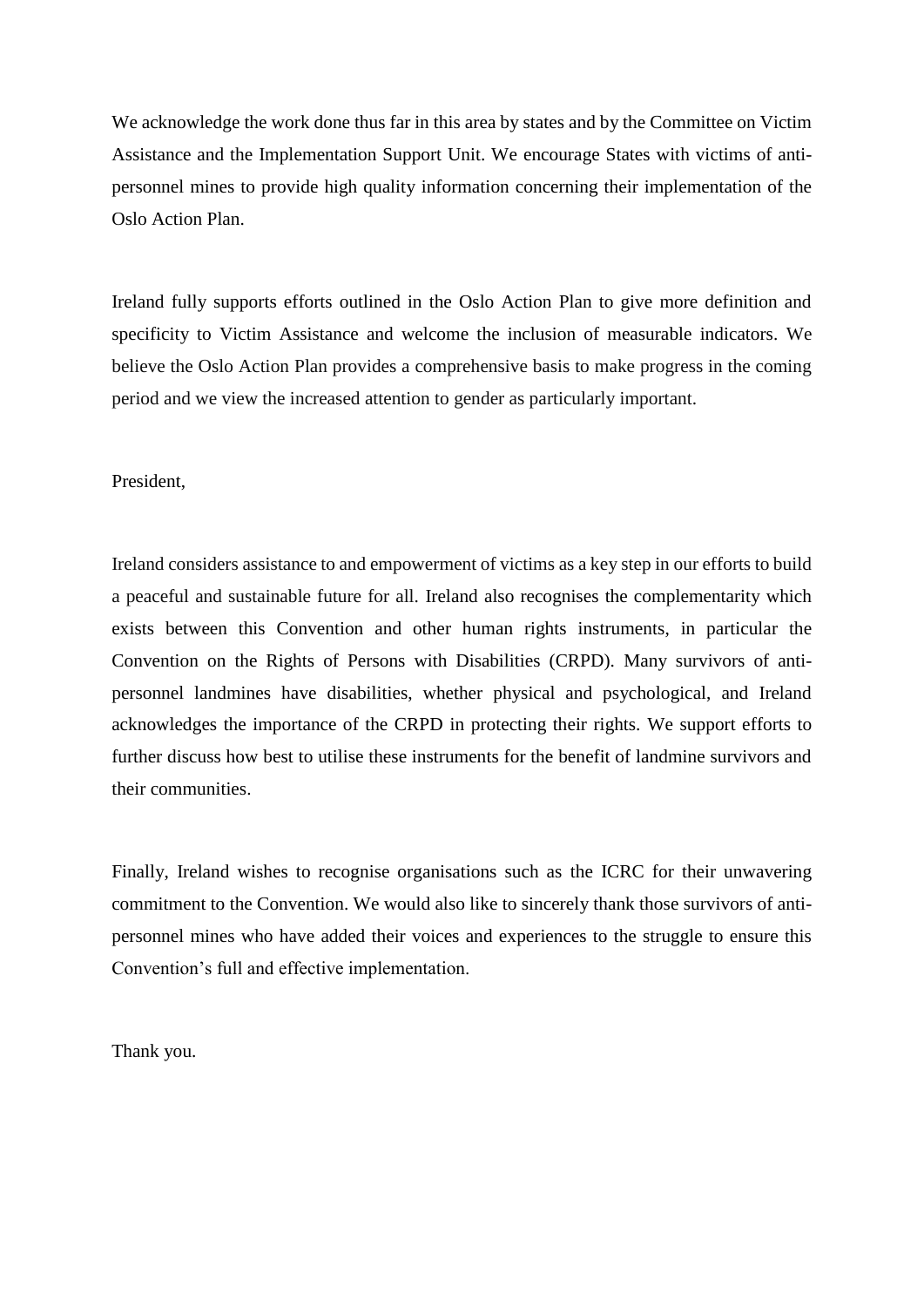We acknowledge the work done thus far in this area by states and by the Committee on Victim Assistance and the Implementation Support Unit. We encourage States with victims of anti-personnel mines to provide high quality information concerning their implementation of the Oslo Action Plan.

Ireland fully supports efforts outlined in the Oslo Action Plan to give more definition and specificity to Victim Assistance and welcome the inclusion of measurable indicators. We believe the Oslo Action Plan provides a comprehensive basis to make progress in the coming period and we view the increased attention to gender as particularly important.

President,

Ireland considers assistance to and empowerment of victims as a key step in our efforts to build a peaceful and sustainable future for all. Ireland also recognises the complementarity which exists between this Convention and other human rights instruments, in particular the Convention on the Rights of Persons with Disabilities (CRPD). Many survivors of anti-personnel landmines have disabilities, whether physical and psychological, and Ireland acknowledges the importance of the CRPD in protecting their rights. We support efforts to further discuss how best to utilise these instruments for the benefit of landmine survivors and their communities.

Finally, Ireland wishes to recognise organisations such as the ICRC for their unwavering commitment to the Convention. We would also like to sincerely thank those survivors of anti-personnel mines who have added their voices and experiences to the struggle to ensure this Convention's full and effective implementation.

Thank you.